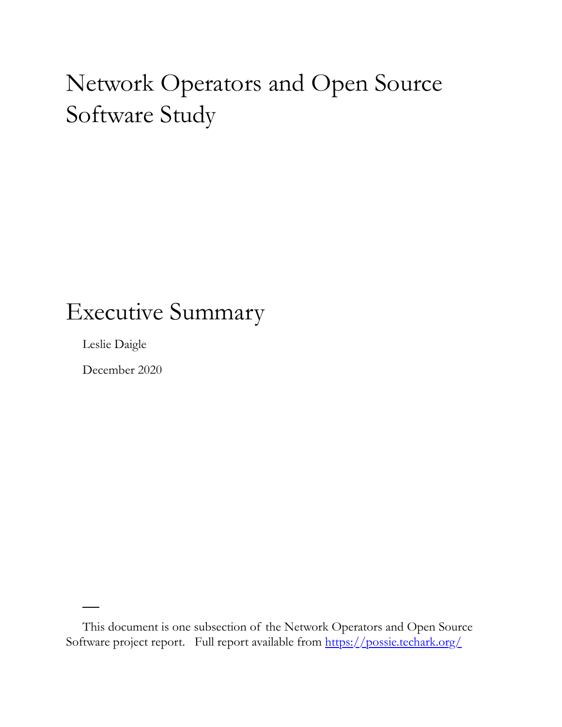# Network Operators and Open Source Software Study

## Executive Summary

Leslie Daigle

December 2020

---

This document is one subsection of the Network Operators and Open Source Software project report. Full report available from [https://possie.techark.org/](https://possie.techark.org/)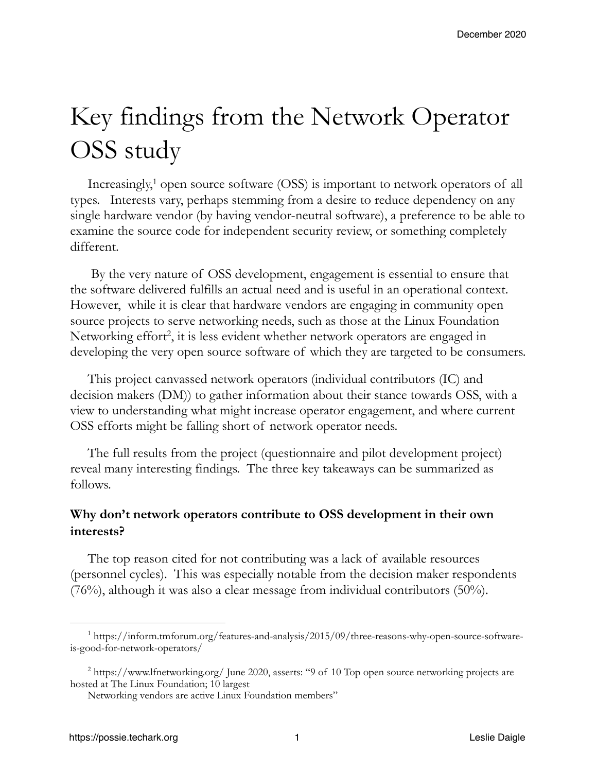# Key findings from the Network Operator OSS study

Increasingly,[1] open source software (OSS) is important to network operators of all types. Interests vary, perhaps stemming from a desire to reduce dependency on any single hardware vendor (by having vendor-neutral software), a preference to be able to examine the source code for independent security review, or something completely different.

By the very nature of OSS development, engagement is essential to ensure that the software delivered fulfills an actual need and is useful in an operational context. However, while it is clear that hardware vendors are engaging in community open source projects to serve networking needs, such as those at the Linux Foundation Networking effort[2], it is less evident whether network operators are engaged in developing the very open source software of which they are targeted to be consumers.

This project canvassed network operators (individual contributors (IC) and decision makers (DM)) to gather information about their stance towards OSS, with a view to understanding what might increase operator engagement, and where current OSS efforts might be falling short of network operator needs.

The full results from the project (questionnaire and pilot development project) reveal many interesting findings. The three key takeaways can be summarized as follows.

**Why don't network operators contribute to OSS development in their own interests?**

The top reason cited for not contributing was a lack of available resources (personnel cycles). This was especially notable from the decision maker respondents (76%), although it was also a clear message from individual contributors (50%).

---

[1] https://inform.tmforum.org/features-and-analysis/2015/09/three-reasons-why-open-source-software-is-good-for-network-operators/

[2] https://www.lfnetworking.org/ June 2020, asserts: "9 of 10 Top open source networking projects are hosted at The Linux Foundation; 10 largest Networking vendors are active Linux Foundation members"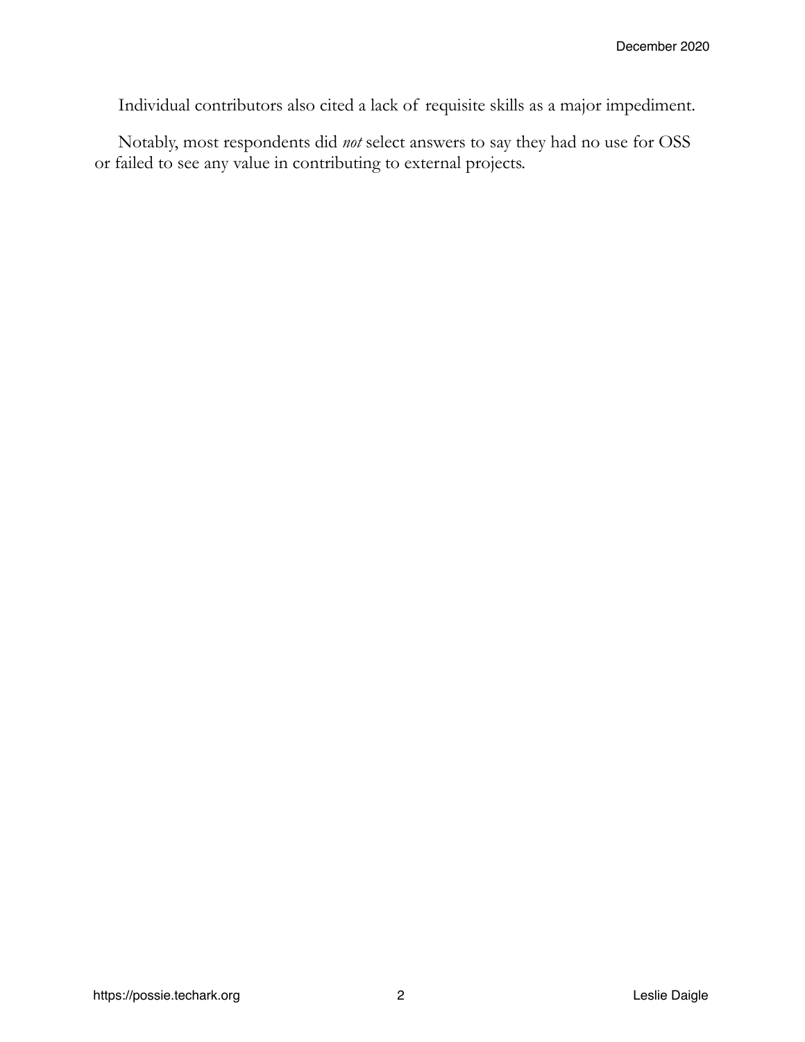Individual contributors also cited a lack of requisite skills as a major impediment.

Notably, most respondents did *not* select answers to say they had no use for OSS or failed to see any value in contributing to external projects.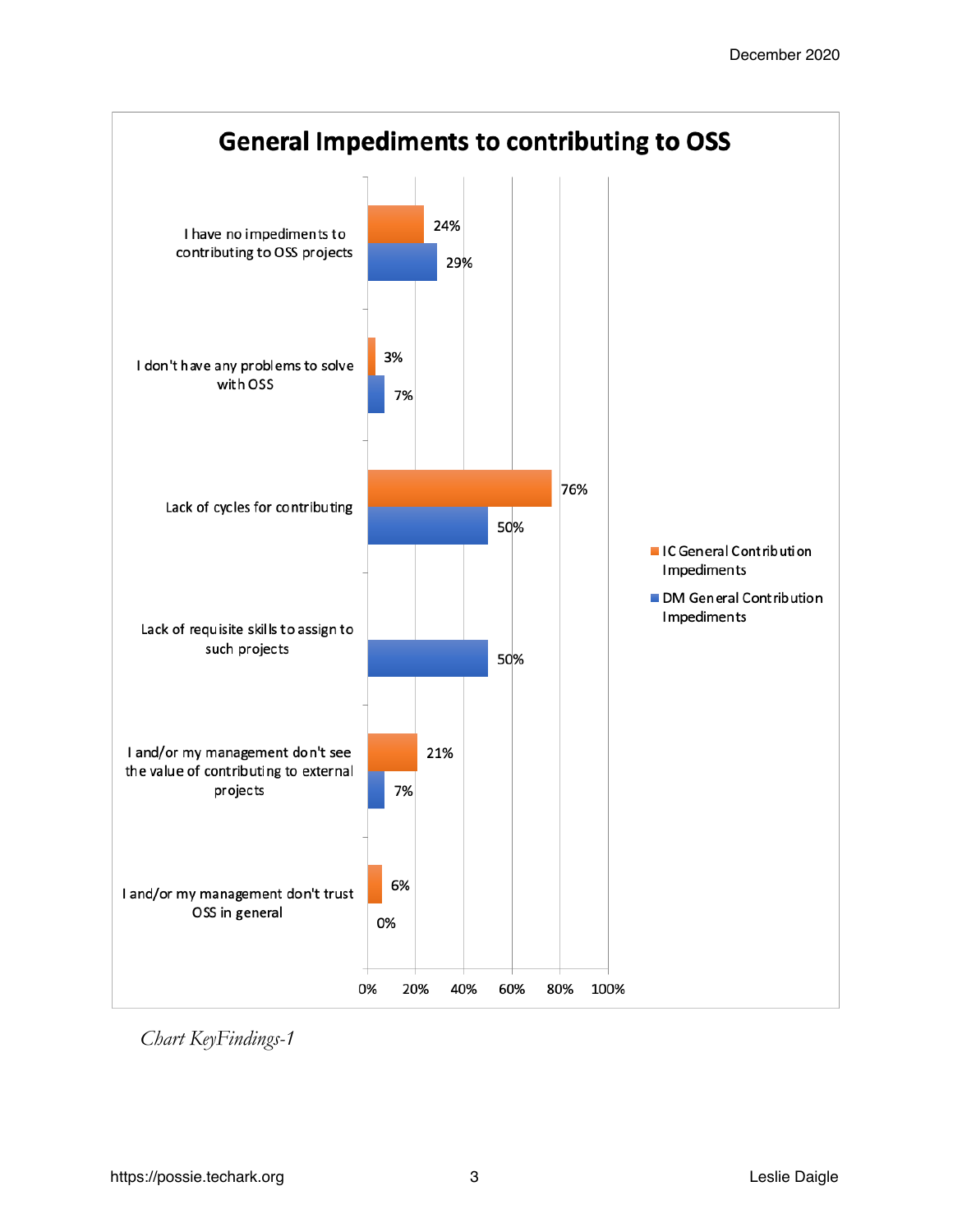## General Impediments to contributing to OSS

| | IC General Contribution Impediments | DM General Contribution Impediments |
|---|---|---|
| I have no impediments to contributing to OSS projects | 24% | 29% |
| I don't have any problems to solve with OSS | 3% | 7% |
| Lack of cycles for contributing | 76% | 50% |
| Lack of requisite skills to assign to such projects | | 50% |
| I and/or my management don't see the value of contributing to external projects | 21% | 7% |
| I and/or my management don't trust OSS in general | 6% | 0% |

*Chart KeyFindings-1*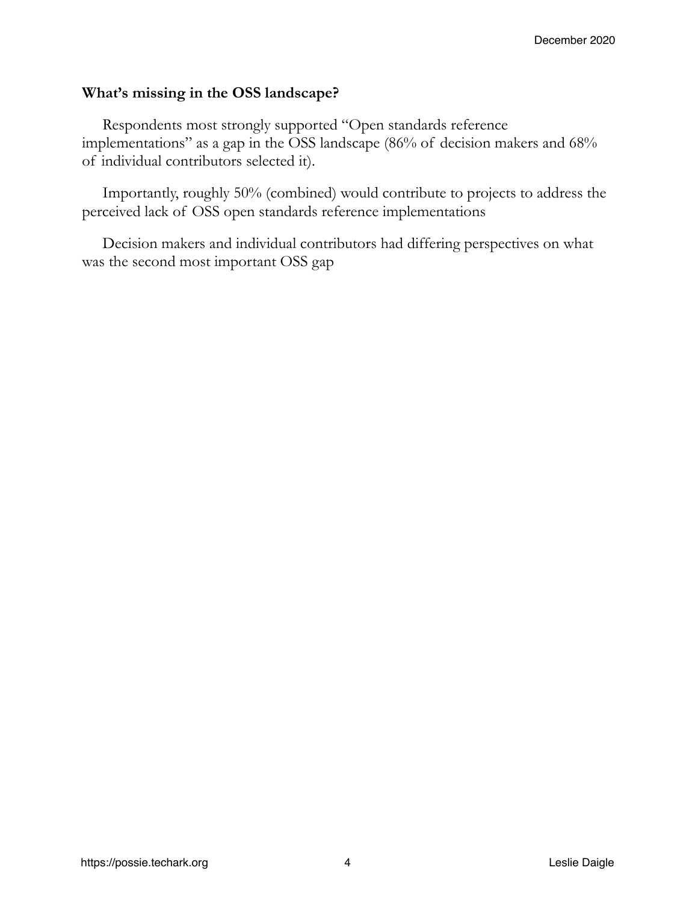## What's missing in the OSS landscape?

Respondents most strongly supported "Open standards reference implementations" as a gap in the OSS landscape (86% of decision makers and 68% of individual contributors selected it).

Importantly, roughly 50% (combined) would contribute to projects to address the perceived lack of OSS open standards reference implementations

Decision makers and individual contributors had differing perspectives on what was the second most important OSS gap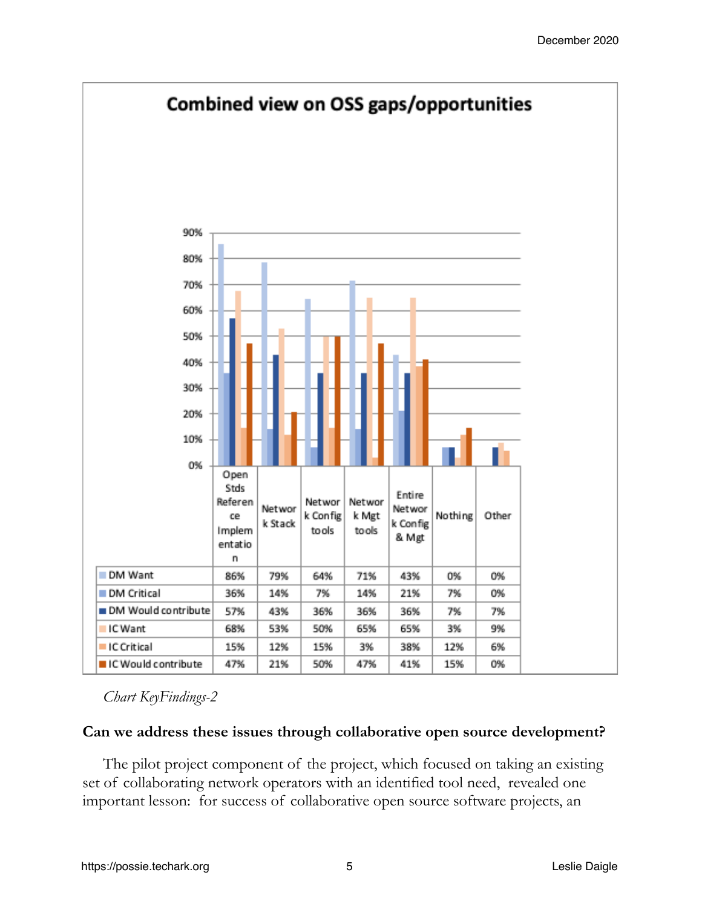**Combined view on OSS gaps/opportunities**

| | Open Stds Reference Implementation | Network Stack | Network Config tools | Network Mgt tools | Entire Network Config & Mgt | Nothing | Other |
|---|---|---|---|---|---|---|---|
| DM Want | 86% | 79% | 64% | 71% | 43% | 0% | 0% |
| DM Critical | 36% | 14% | 7% | 14% | 21% | 7% | 0% |
| DM Would contribute | 57% | 43% | 36% | 36% | 36% | 7% | 7% |
| IC Want | 68% | 53% | 50% | 65% | 65% | 3% | 9% |
| IC Critical | 15% | 12% | 15% | 3% | 38% | 12% | 6% |
| IC Would contribute | 47% | 21% | 50% | 47% | 41% | 15% | 0% |

*Chart KeyFindings-2*

**Can we address these issues through collaborative open source development?**

The pilot project component of the project, which focused on taking an existing set of collaborating network operators with an identified tool need, revealed one important lesson: for success of collaborative open source software projects, an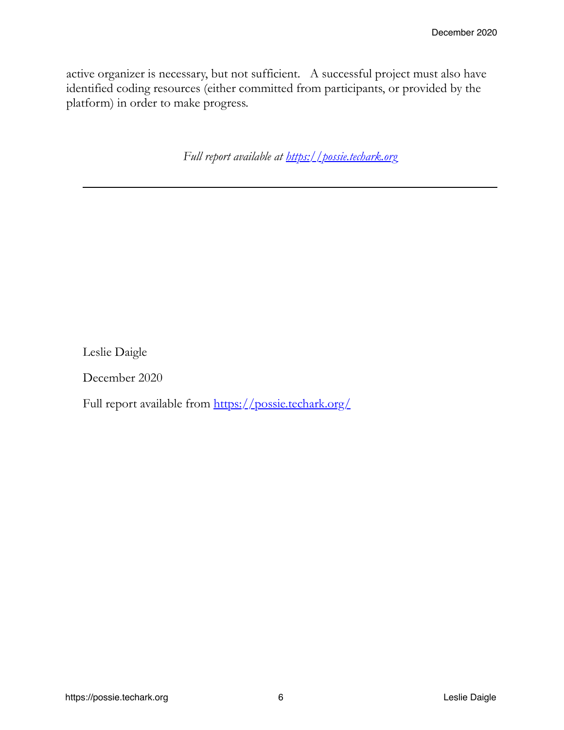active organizer is necessary, but not sufficient. A successful project must also have identified coding resources (either committed from participants, or provided by the platform) in order to make progress.

*Full report available at [https://possie.techark.org](https://possie.techark.org)*

---

Leslie Daigle

December 2020

Full report available from [https://possie.techark.org/](https://possie.techark.org/)